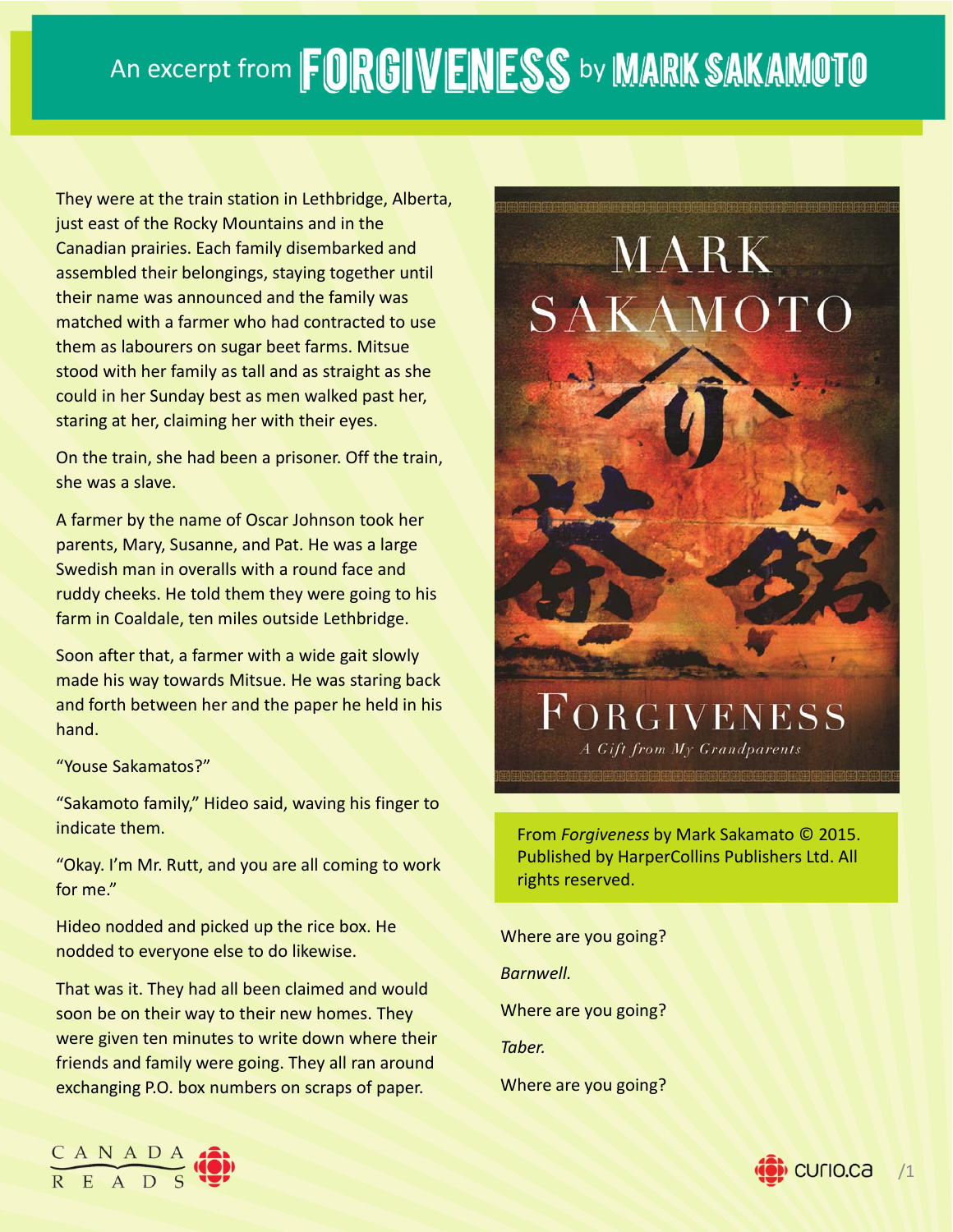# An excerpt from FORGIVENESS by MARK SAKAMOTO

They were at the train station in Lethbridge, Alberta, just east of the Rocky Mountains and in the Canadian prairies. Each family disembarked and assembled their belongings, staying together until their name was announced and the family was matched with a farmer who had contracted to use them as labourers on sugar beet farms. Mitsue stood with her family as tall and as straight as she could in her Sunday best as men walked past her, staring at her, claiming her with their eyes.

On the train, she had been a prisoner. Off the train, she was a slave.

A farmer by the name of Oscar Johnson took her parents, Mary, Susanne, and Pat. He was a large Swedish man in overalls with a round face and ruddy cheeks. He told them they were going to his farm in Coaldale, ten miles outside Lethbridge.

Soon after that, a farmer with a wide gait slowly made his way towards Mitsue. He was staring back and forth between her and the paper he held in his hand.

"Youse Sakamatos?"

"Sakamoto family," Hideo said, waving his finger to indicate them.

"Okay. I'm Mr. Rutt, and you are all coming to work for me."

Hideo nodded and picked up the rice box. He nodded to everyone else to do likewise.

That was it. They had all been claimed and would soon be on their way to their new homes. They were given ten minutes to write down where their friends and family were going. They all ran around exchanging P.O. box numbers on scraps of paper.

From *Forgiveness* by Mark Sakamato © 2015. Published by HarperCollins Publishers Ltd. All rights reserved.

Where are you going?

*Barnwell.*

Where are you going?

*Taber.*

Where are you going?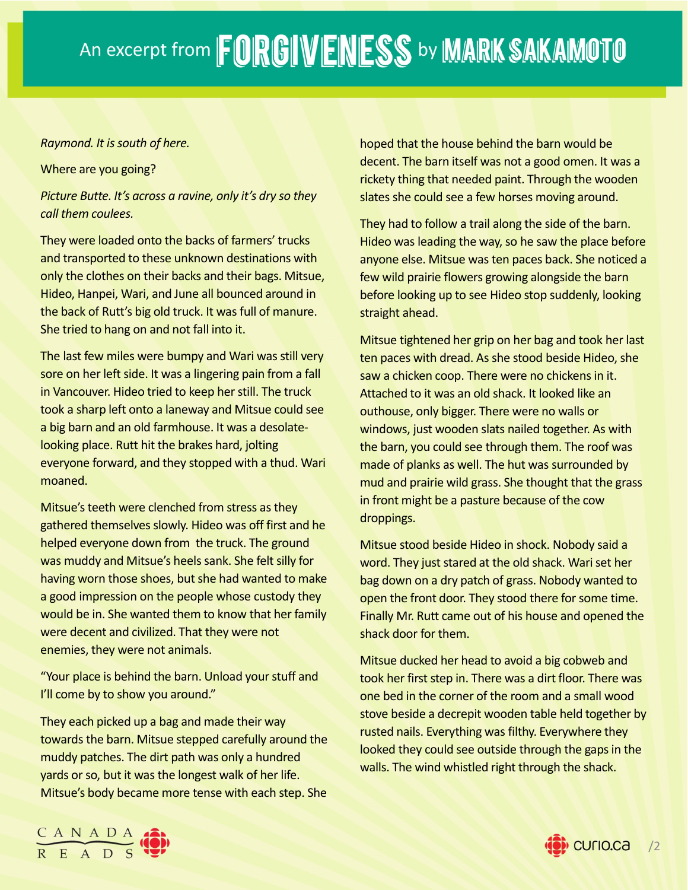*Raymond. It is south of here.*

Where are you going?

*Picture Butte. It's across a ravine, only it's dry so they call them coulees.*

They were loaded onto the backs of farmers' trucks and transported to these unknown destinations with only the clothes on their backs and their bags. Mitsue, Hideo, Hanpei, Wari, and June all bounced around in the back of Rutt's big old truck. It was full of manure. She tried to hang on and not fall into it.

The last few miles were bumpy and Wari was still very sore on her left side. It was a lingering pain from a fall in Vancouver. Hideo tried to keep her still. The truck took a sharp left onto a laneway and Mitsue could see a big barn and an old farmhouse. It was a desolate-looking place. Rutt hit the brakes hard, jolting everyone forward, and they stopped with a thud. Wari moaned.

Mitsue's teeth were clenched from stress as they gathered themselves slowly. Hideo was off first and he helped everyone down from the truck. The ground was muddy and Mitsue's heels sank. She felt silly for having worn those shoes, but she had wanted to make a good impression on the people whose custody they would be in. She wanted them to know that her family were decent and civilized. That they were not enemies, they were not animals.

"Your place is behind the barn. Unload your stuff and I'll come by to show you around."

They each picked up a bag and made their way towards the barn. Mitsue stepped carefully around the muddy patches. The dirt path was only a hundred yards or so, but it was the longest walk of her life. Mitsue's body became more tense with each step. She hoped that the house behind the barn would be decent. The barn itself was not a good omen. It was a rickety thing that needed paint. Through the wooden slates she could see a few horses moving around.

They had to follow a trail along the side of the barn. Hideo was leading the way, so he saw the place before anyone else. Mitsue was ten paces back. She noticed a few wild prairie flowers growing alongside the barn before looking up to see Hideo stop suddenly, looking straight ahead.

Mitsue tightened her grip on her bag and took her last ten paces with dread. As she stood beside Hideo, she saw a chicken coop. There were no chickens in it. Attached to it was an old shack. It looked like an outhouse, only bigger. There were no walls or windows, just wooden slats nailed together. As with the barn, you could see through them. The roof was made of planks as well. The hut was surrounded by mud and prairie wild grass. She thought that the grass in front might be a pasture because of the cow droppings.

Mitsue stood beside Hideo in shock. Nobody said a word. They just stared at the old shack. Wari set her bag down on a dry patch of grass. Nobody wanted to open the front door. They stood there for some time. Finally Mr. Rutt came out of his house and opened the shack door for them.

Mitsue ducked her head to avoid a big cobweb and took her first step in. There was a dirt floor. There was one bed in the corner of the room and a small wood stove beside a decrepit wooden table held together by rusted nails. Everything was filthy. Everywhere they looked they could see outside through the gaps in the walls. The wind whistled right through the shack.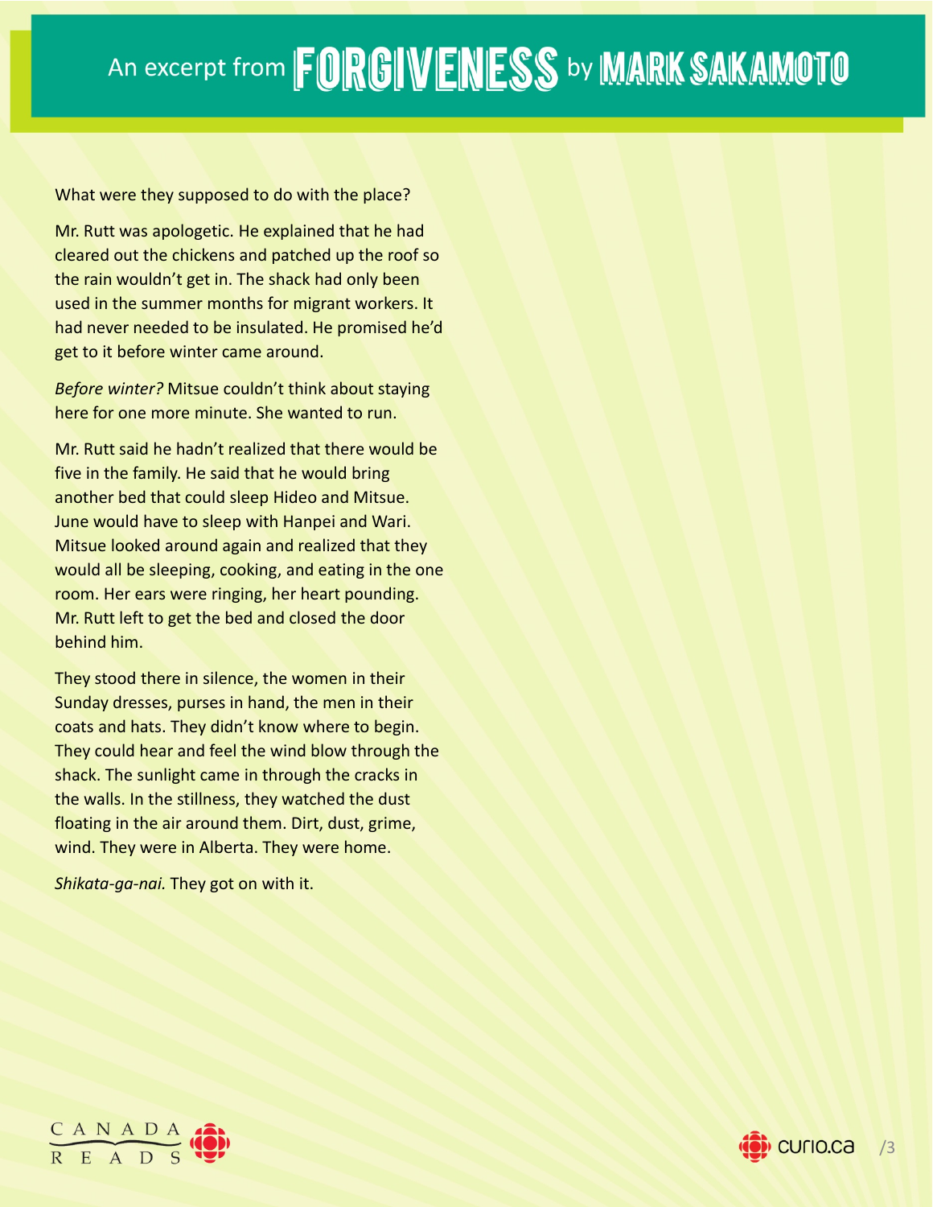What were they supposed to do with the place?

Mr. Rutt was apologetic. He explained that he had cleared out the chickens and patched up the roof so the rain wouldn't get in. The shack had only been used in the summer months for migrant workers. It had never needed to be insulated. He promised he'd get to it before winter came around.

*Before winter?* Mitsue couldn't think about staying here for one more minute. She wanted to run.

Mr. Rutt said he hadn't realized that there would be five in the family. He said that he would bring another bed that could sleep Hideo and Mitsue. June would have to sleep with Hanpei and Wari. Mitsue looked around again and realized that they would all be sleeping, cooking, and eating in the one room. Her ears were ringing, her heart pounding. Mr. Rutt left to get the bed and closed the door behind him.

They stood there in silence, the women in their Sunday dresses, purses in hand, the men in their coats and hats. They didn't know where to begin. They could hear and feel the wind blow through the shack. The sunlight came in through the cracks in the walls. In the stillness, they watched the dust floating in the air around them. Dirt, dust, grime, wind. They were in Alberta. They were home.

*Shikata-ga-nai.* They got on with it.